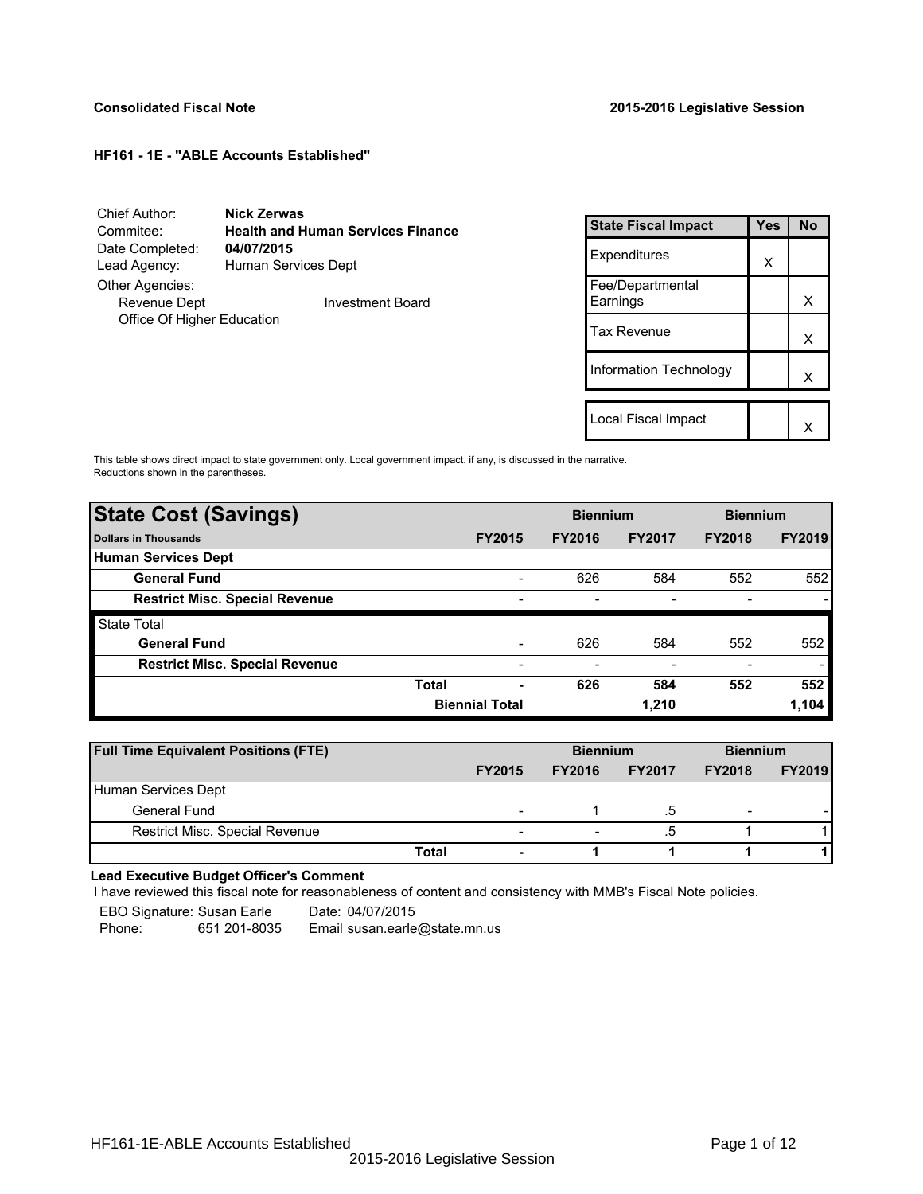**Consolidated Fiscal Note** **2015-2016 Legislative Session**

**HF161 - 1E - "ABLE Accounts Established"**

| | |
|---|---|
| Chief Author: | **Nick Zerwas** |
| Commitee: | **Health and Human Services Finance** |
| Date Completed: | **04/07/2015** |
| Lead Agency: | Human Services Dept |
| Other Agencies: | |
| Revenue Dept | Investment Board |
| Office Of Higher Education | |

| State Fiscal Impact | Yes | No |
|---|---|---|
| Expenditures | X | |
| Fee/Departmental Earnings | | X |
| Tax Revenue | | X |
| Information Technology | | X |
| Local Fiscal Impact | | X |

This table shows direct impact to state government only. Local government impact. if any, is discussed in the narrative. Reductions shown in the parentheses.

| State Cost (Savings) | | Biennium | | Biennium | |
|---|---|---|---|---|---|
| Dollars in Thousands | FY2015 | FY2016 | FY2017 | FY2018 | FY2019 |
| **Human Services Dept** | | | | | |
| **General Fund** | - | 626 | 584 | 552 | 552 |
| **Restrict Misc. Special Revenue** | - | - | - | - | - |
| State Total | | | | | |
| **General Fund** | - | 626 | 584 | 552 | 552 |
| **Restrict Misc. Special Revenue** | - | - | - | - | - |
| **Total** | **-** | **626** | **584** | **552** | **552** |
| **Biennial Total** | | | **1,210** | | **1,104** |

| Full Time Equivalent Positions (FTE) | | Biennium | | Biennium | |
|---|---|---|---|---|---|
| | FY2015 | FY2016 | FY2017 | FY2018 | FY2019 |
| Human Services Dept | | | | | |
| General Fund | - | 1 | .5 | - | - |
| Restrict Misc. Special Revenue | - | - | .5 | 1 | 1 |
| **Total** | **-** | **1** | **1** | **1** | **1** |

**Lead Executive Budget Officer's Comment**

I have reviewed this fiscal note for reasonableness of content and consistency with MMB's Fiscal Note policies.

EBO Signature: Susan Earle Date: 04/07/2015

Phone: 651 201-8035 Email susan.earle@state.mn.us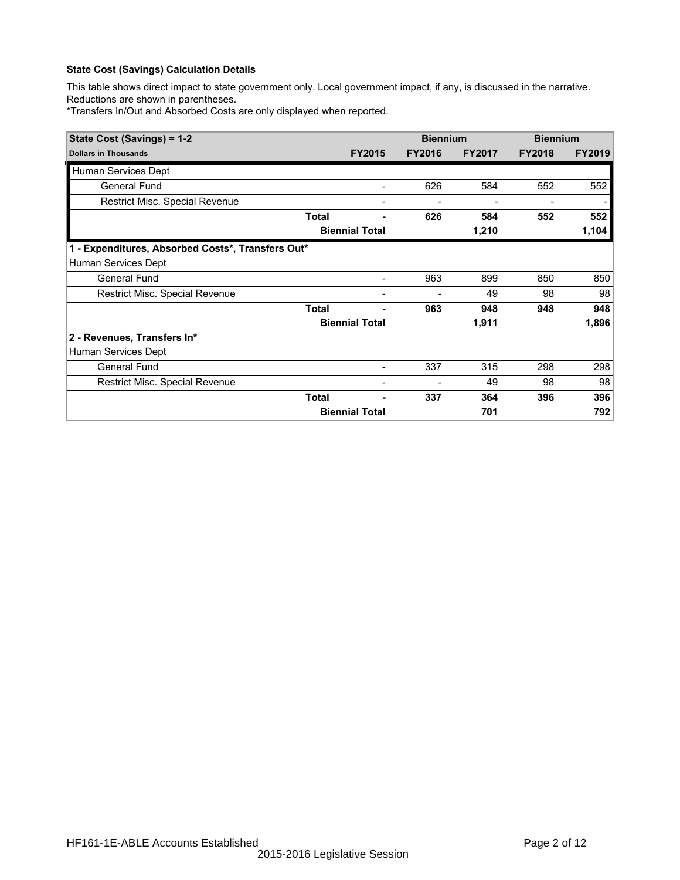**State Cost (Savings) Calculation Details**

This table shows direct impact to state government only. Local government impact, if any, is discussed in the narrative. Reductions are shown in parentheses.
*Transfers In/Out and Absorbed Costs are only displayed when reported.

| State Cost (Savings) = 1-2 | | | Biennium | | Biennium | |
|---|---|---|---|---|---|---|
| **Dollars in Thousands** | | **FY2015** | **FY2016** | **FY2017** | **FY2018** | **FY2019** |
| Human Services Dept | | | | | | |
| General Fund | | - | 626 | 584 | 552 | 552 |
| Restrict Misc. Special Revenue | | - | - | - | - | - |
| | **Total** | **-** | **626** | **584** | **552** | **552** |
| | **Biennial Total** | | | **1,210** | | **1,104** |
| **1 - Expenditures, Absorbed Costs*, Transfers Out*** | | | | | | |
| Human Services Dept | | | | | | |
| General Fund | | - | 963 | 899 | 850 | 850 |
| Restrict Misc. Special Revenue | | - | - | 49 | 98 | 98 |
| | **Total** | **-** | **963** | **948** | **948** | **948** |
| | **Biennial Total** | | | **1,911** | | **1,896** |
| **2 - Revenues, Transfers In*** | | | | | | |
| Human Services Dept | | | | | | |
| General Fund | | - | 337 | 315 | 298 | 298 |
| Restrict Misc. Special Revenue | | - | - | 49 | 98 | 98 |
| | **Total** | **-** | **337** | **364** | **396** | **396** |
| | **Biennial Total** | | | **701** | | **792** |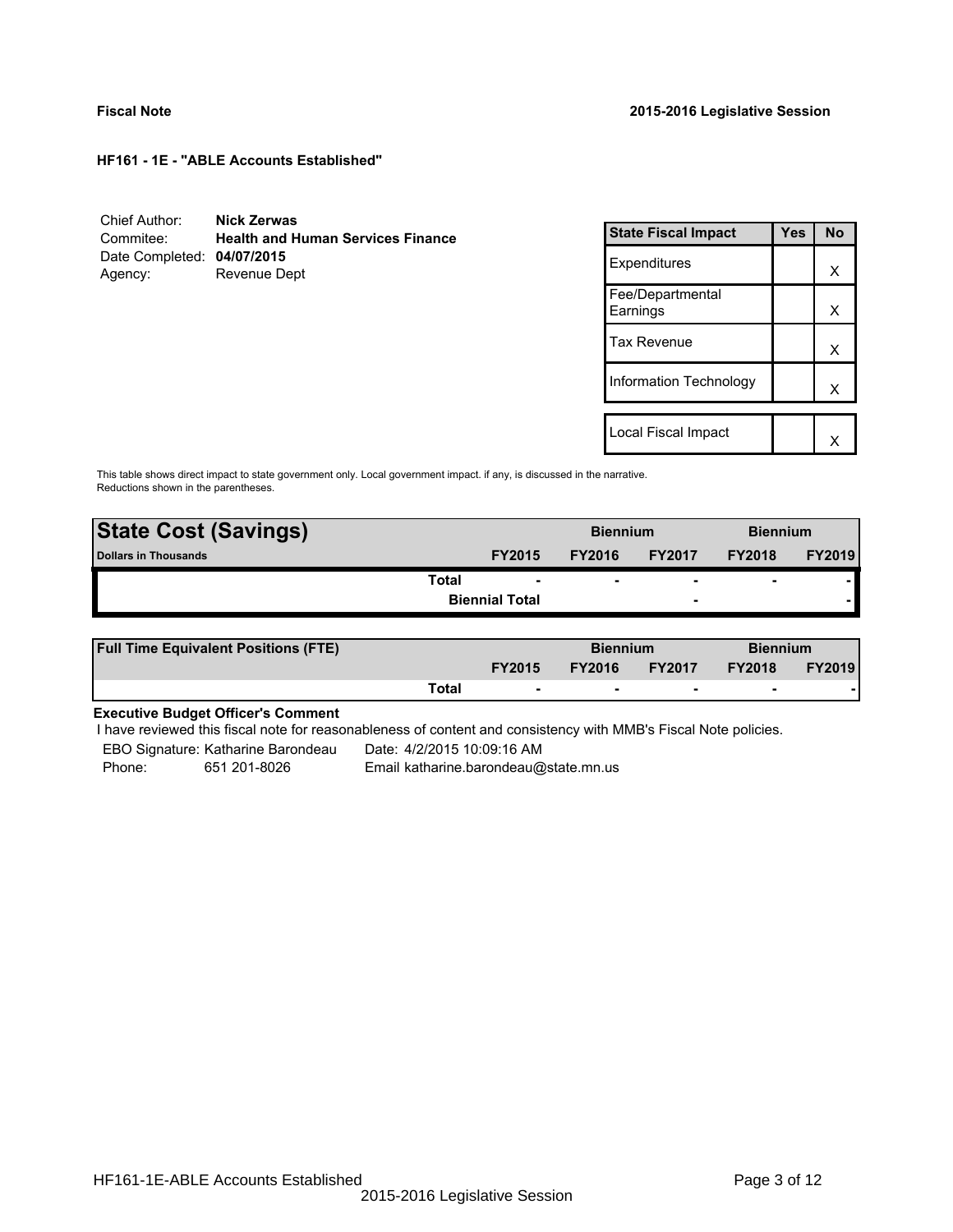**Fiscal Note** **2015-2016 Legislative Session**

**HF161 - 1E - "ABLE Accounts Established"**

| | |
|---|---|
| Chief Author: | **Nick Zerwas** |
| Commitee: | **Health and Human Services Finance** |
| Date Completed: | **04/07/2015** |
| Agency: | Revenue Dept |

| State Fiscal Impact | Yes | No |
|---|---|---|
| Expenditures | | X |
| Fee/Departmental Earnings | | X |
| Tax Revenue | | X |
| Information Technology | | X |
| | | |
| Local Fiscal Impact | | X |

This table shows direct impact to state government only. Local government impact. if any, is discussed in the narrative. Reductions shown in the parentheses.

| **State Cost (Savings)** | | | **Biennium** | | **Biennium** | |
|---|---|---|---|---|---|---|
| **Dollars in Thousands** | | **FY2015** | **FY2016** | **FY2017** | **FY2018** | **FY2019** |
| | **Total** | - | - | - | - | - |
| | | **Biennial Total** | | - | | - |

| **Full Time Equivalent Positions (FTE)** | | | **Biennium** | | **Biennium** | |
|---|---|---|---|---|---|---|
| | | **FY2015** | **FY2016** | **FY2017** | **FY2018** | **FY2019** |
| | **Total** | - | - | - | - | - |

**Executive Budget Officer's Comment**

I have reviewed this fiscal note for reasonableness of content and consistency with MMB's Fiscal Note policies.

| | | |
|---|---|---|
| EBO Signature: Katharine Barondeau | | Date: 4/2/2015 10:09:16 AM |
| Phone: | 651 201-8026 | Email katharine.barondeau@state.mn.us |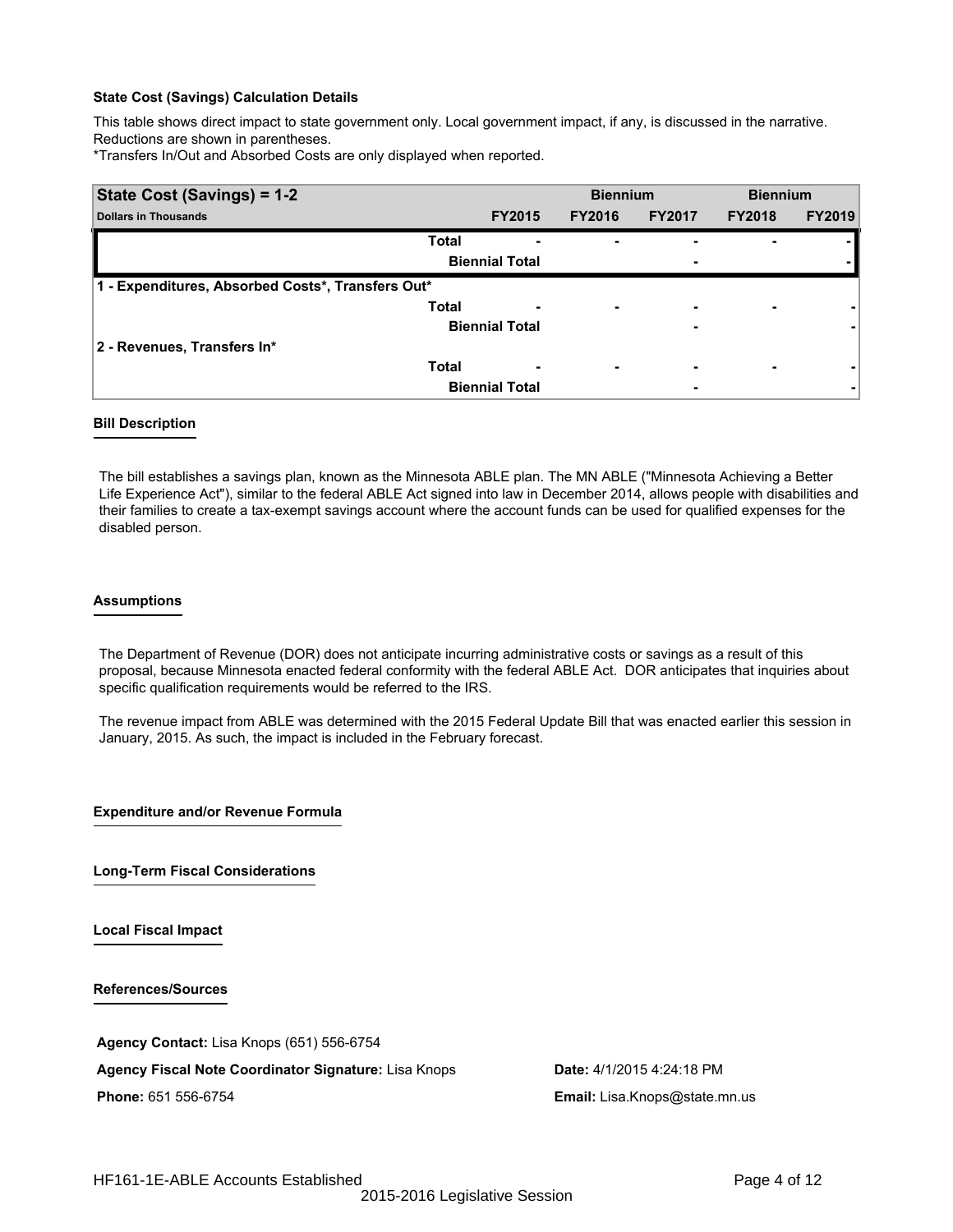**State Cost (Savings) Calculation Details**

This table shows direct impact to state government only. Local government impact, if any, is discussed in the narrative. Reductions are shown in parentheses.

*Transfers In/Out and Absorbed Costs are only displayed when reported.

| State Cost (Savings) = 1-2 | | | Biennium | | Biennium | |
|---|---|---|---|---|---|---|
| **Dollars in Thousands** | | **FY2015** | **FY2016** | **FY2017** | **FY2018** | **FY2019** |
| | **Total** | - | - | - | - | - |
| | **Biennial Total** | | | - | | - |
| **1 - Expenditures, Absorbed Costs*, Transfers Out*** | | | | | | |
| | **Total** | - | - | - | - | - |
| | **Biennial Total** | | | - | | - |
| **2 - Revenues, Transfers In*** | | | | | | |
| | **Total** | - | - | - | - | - |
| | **Biennial Total** | | | - | | - |

**Bill Description**

The bill establishes a savings plan, known as the Minnesota ABLE plan. The MN ABLE ("Minnesota Achieving a Better Life Experience Act"), similar to the federal ABLE Act signed into law in December 2014, allows people with disabilities and their families to create a tax-exempt savings account where the account funds can be used for qualified expenses for the disabled person.

**Assumptions**

The Department of Revenue (DOR) does not anticipate incurring administrative costs or savings as a result of this proposal, because Minnesota enacted federal conformity with the federal ABLE Act. DOR anticipates that inquiries about specific qualification requirements would be referred to the IRS.

The revenue impact from ABLE was determined with the 2015 Federal Update Bill that was enacted earlier this session in January, 2015. As such, the impact is included in the February forecast.

**Expenditure and/or Revenue Formula**

**Long-Term Fiscal Considerations**

**Local Fiscal Impact**

**References/Sources**

**Agency Contact:** Lisa Knops (651) 556-6754

**Agency Fiscal Note Coordinator Signature:** Lisa Knops

**Date:** 4/1/2015 4:24:18 PM

**Phone:** 651 556-6754

**Email:** Lisa.Knops@state.mn.us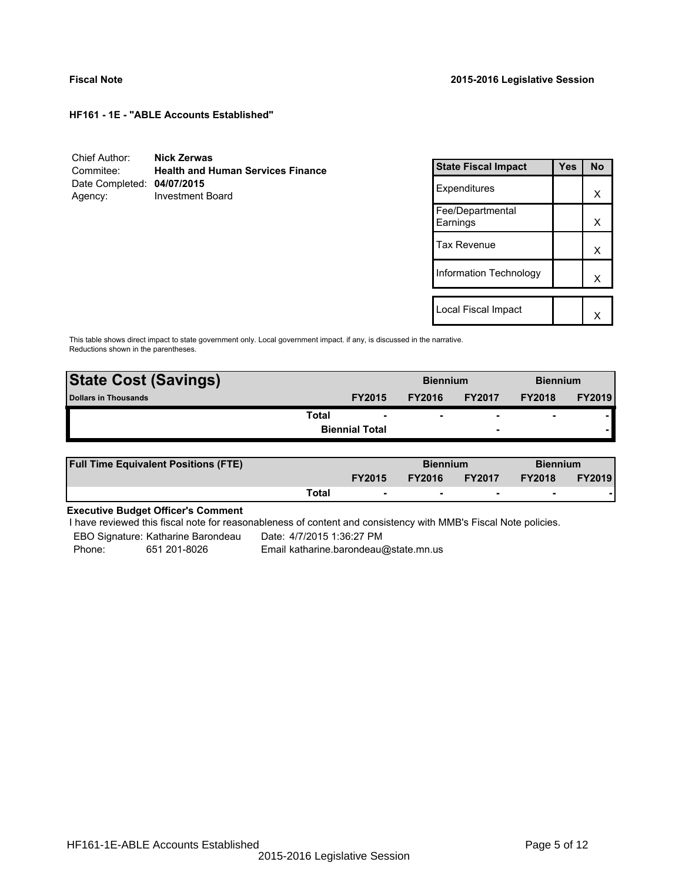**Fiscal Note** **2015-2016 Legislative Session**

**HF161 - 1E - "ABLE Accounts Established"**

Chief Author: **Nick Zerwas**
Commitee: **Health and Human Services Finance**
Date Completed: **04/07/2015**
Agency: Investment Board

| State Fiscal Impact | Yes | No |
|---|---|---|
| Expenditures | | X |
| Fee/Departmental Earnings | | X |
| Tax Revenue | | X |
| Information Technology | | X |
| | | |
| Local Fiscal Impact | | X |

This table shows direct impact to state government only. Local government impact. if any, is discussed in the narrative. Reductions shown in the parentheses.

| **State Cost (Savings)** | | | Biennium | | Biennium | |
|---|---|---|---|---|---|---|
| **Dollars in Thousands** | | FY2015 | FY2016 | FY2017 | FY2018 | FY2019 |
| | Total | - | - | - | - | - |
| | | Biennial Total | | - | | - |

| **Full Time Equivalent Positions (FTE)** | | | Biennium | | Biennium | |
|---|---|---|---|---|---|---|
| | | FY2015 | FY2016 | FY2017 | FY2018 | FY2019 |
| | Total | - | - | - | - | - |

**Executive Budget Officer's Comment**

I have reviewed this fiscal note for reasonableness of content and consistency with MMB's Fiscal Note policies.

EBO Signature: Katharine Barondeau Date: 4/7/2015 1:36:27 PM
Phone: 651 201-8026 Email katharine.barondeau@state.mn.us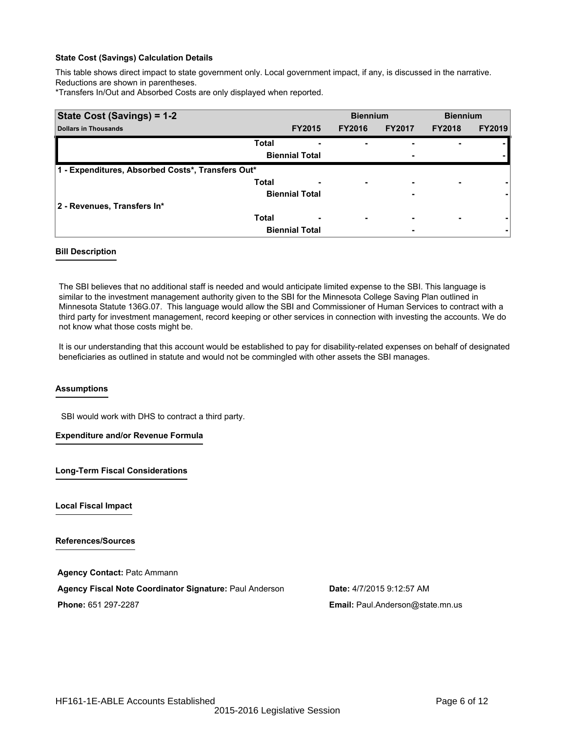**State Cost (Savings) Calculation Details**

This table shows direct impact to state government only. Local government impact, if any, is discussed in the narrative. Reductions are shown in parentheses.

*Transfers In/Out and Absorbed Costs are only displayed when reported.

| State Cost (Savings) = 1-2 | | | Biennium | | Biennium | |
|---|---|---|---|---|---|---|
| Dollars in Thousands | | FY2015 | FY2016 | FY2017 | FY2018 | FY2019 |
| | Total | - | - | - | - | - |
| | Biennial Total | | | - | | - |
| 1 - Expenditures, Absorbed Costs*, Transfers Out* | | | | | | |
| | Total | - | - | - | - | - |
| | Biennial Total | | | - | | - |
| 2 - Revenues, Transfers In* | | | | | | |
| | Total | - | - | - | - | - |
| | Biennial Total | | | - | | - |

**Bill Description**

The SBI believes that no additional staff is needed and would anticipate limited expense to the SBI. This language is similar to the investment management authority given to the SBI for the Minnesota College Saving Plan outlined in Minnesota Statute 136G.07. This language would allow the SBI and Commissioner of Human Services to contract with a third party for investment management, record keeping or other services in connection with investing the accounts. We do not know what those costs might be.

It is our understanding that this account would be established to pay for disability-related expenses on behalf of designated beneficiaries as outlined in statute and would not be commingled with other assets the SBI manages.

**Assumptions**

SBI would work with DHS to contract a third party.

**Expenditure and/or Revenue Formula**

**Long-Term Fiscal Considerations**

**Local Fiscal Impact**

**References/Sources**

**Agency Contact:** Patc Ammann

**Agency Fiscal Note Coordinator Signature:** Paul Anderson

**Date:** 4/7/2015 9:12:57 AM

**Phone:** 651 297-2287

**Email:** Paul.Anderson@state.mn.us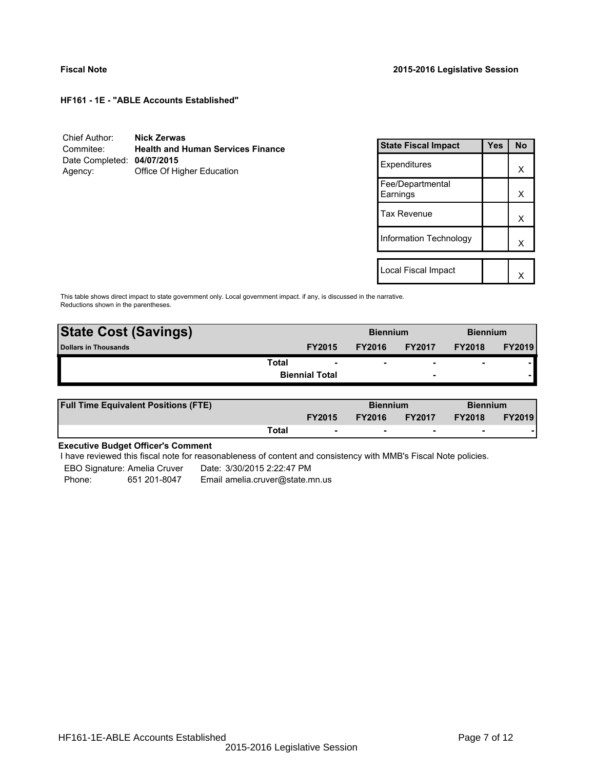**Fiscal Note** **2015-2016 Legislative Session**

**HF161 - 1E - "ABLE Accounts Established"**

Chief Author: **Nick Zerwas**
Commitee: **Health and Human Services Finance**
Date Completed: **04/07/2015**
Agency: Office Of Higher Education

| State Fiscal Impact | Yes | No |
|---|---|---|
| Expenditures | | X |
| Fee/Departmental Earnings | | X |
| Tax Revenue | | X |
| Information Technology | | X |
| Local Fiscal Impact | | X |

This table shows direct impact to state government only. Local government impact. if any, is discussed in the narrative. Reductions shown in the parentheses.

| **State Cost (Savings)** | | Biennium | | Biennium | |
|---|---|---|---|---|---|
| **Dollars in Thousands** | **FY2015** | **FY2016** | **FY2017** | **FY2018** | **FY2019** |
| **Total** | - | - | - | - | - |
| **Biennial Total** | | | - | | - |

| **Full Time Equivalent Positions (FTE)** | | Biennium | | Biennium | |
|---|---|---|---|---|---|
| | **FY2015** | **FY2016** | **FY2017** | **FY2018** | **FY2019** |
| **Total** | - | - | - | - | - |

**Executive Budget Officer's Comment**

I have reviewed this fiscal note for reasonableness of content and consistency with MMB's Fiscal Note policies.

EBO Signature: Amelia Cruver Date: 3/30/2015 2:22:47 PM
Phone: 651 201-8047 Email amelia.cruver@state.mn.us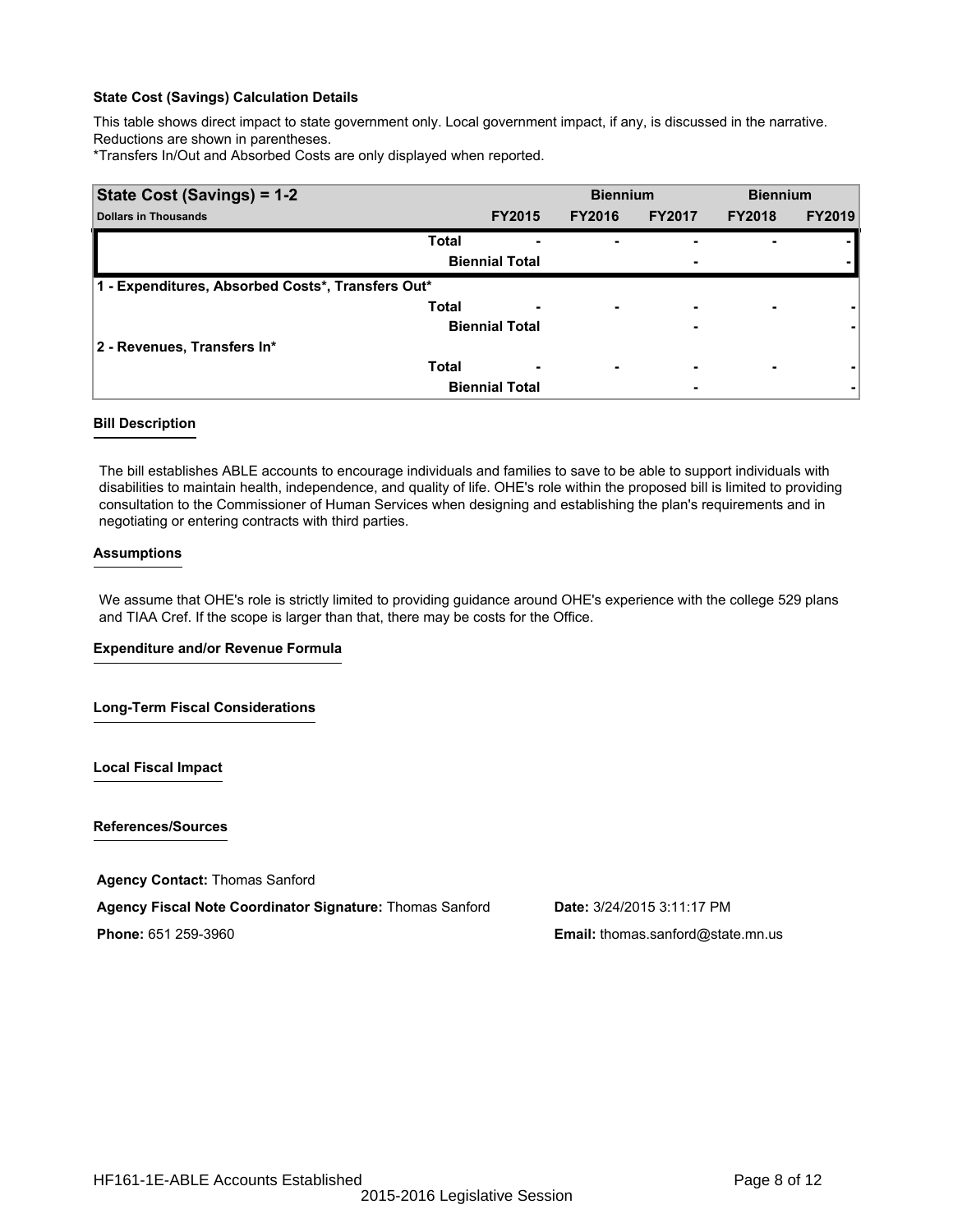**State Cost (Savings) Calculation Details**

This table shows direct impact to state government only. Local government impact, if any, is discussed in the narrative. Reductions are shown in parentheses.

*Transfers In/Out and Absorbed Costs are only displayed when reported.

| State Cost (Savings) = 1-2 | | Biennium | | Biennium | |
|---|---|---|---|---|---|
| **Dollars in Thousands** | **FY2015** | **FY2016** | **FY2017** | **FY2018** | **FY2019** |
| **Total** | - | - | - | - | - |
| **Biennial Total** | | | - | | - |
| **1 - Expenditures, Absorbed Costs*, Transfers Out*** | | | | | |
| **Total** | - | - | - | - | - |
| **Biennial Total** | | | - | | - |
| **2 - Revenues, Transfers In*** | | | | | |
| **Total** | - | - | - | - | - |
| **Biennial Total** | | | - | | - |

**Bill Description**

The bill establishes ABLE accounts to encourage individuals and families to save to be able to support individuals with disabilities to maintain health, independence, and quality of life. OHE's role within the proposed bill is limited to providing consultation to the Commissioner of Human Services when designing and establishing the plan's requirements and in negotiating or entering contracts with third parties.

**Assumptions**

We assume that OHE's role is strictly limited to providing guidance around OHE's experience with the college 529 plans and TIAA Cref. If the scope is larger than that, there may be costs for the Office.

**Expenditure and/or Revenue Formula**

**Long-Term Fiscal Considerations**

**Local Fiscal Impact**

**References/Sources**

**Agency Contact:** Thomas Sanford

**Agency Fiscal Note Coordinator Signature:** Thomas Sanford

**Date:** 3/24/2015 3:11:17 PM

**Phone:** 651 259-3960

**Email:** thomas.sanford@state.mn.us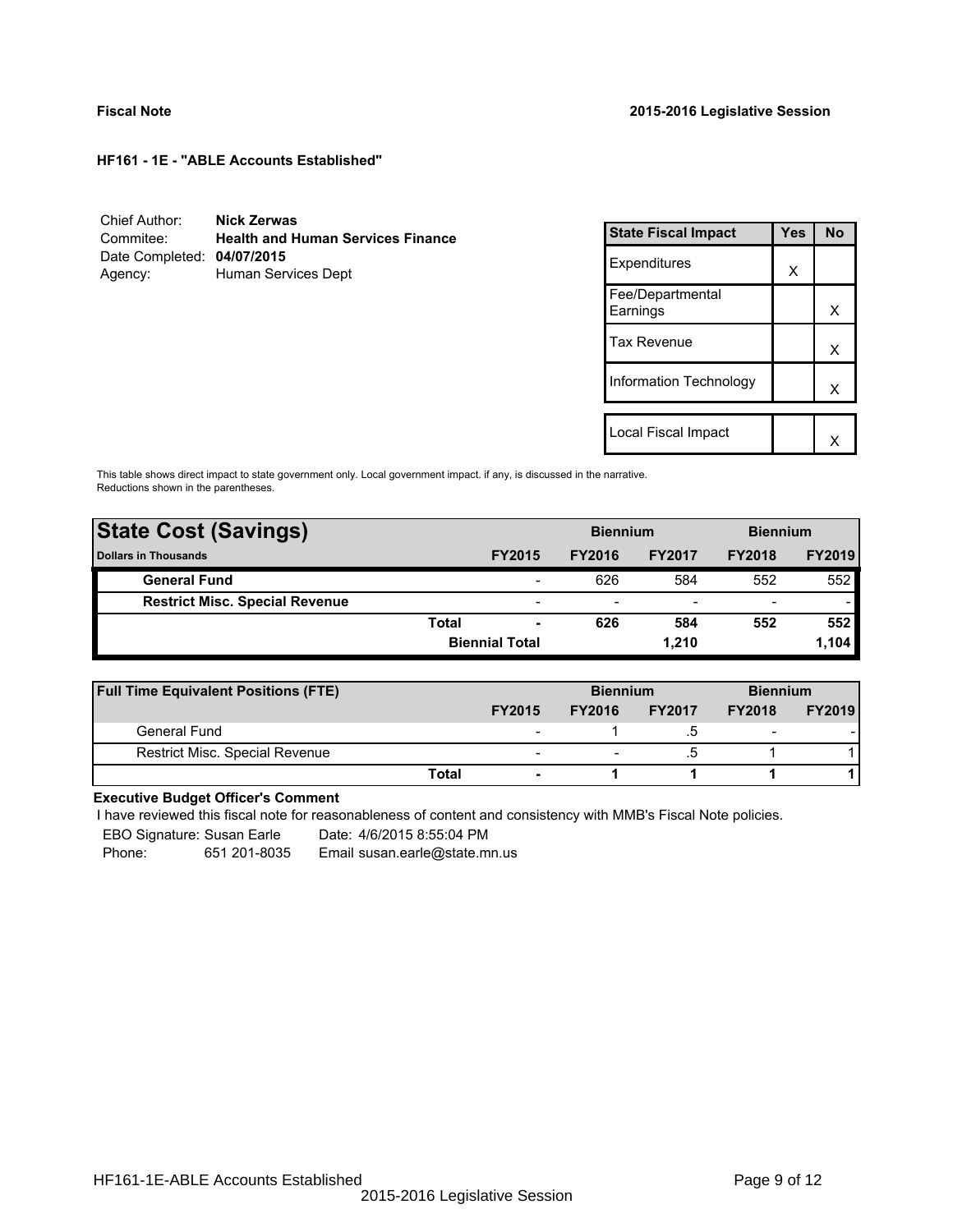**Fiscal Note** **2015-2016 Legislative Session**

**HF161 - 1E - "ABLE Accounts Established"**

Chief Author: **Nick Zerwas**
Commitee: **Health and Human Services Finance**
Date Completed: **04/07/2015**
Agency: Human Services Dept

| State Fiscal Impact | Yes | No |
|---|---|---|
| Expenditures | X | |
| Fee/Departmental Earnings | | X |
| Tax Revenue | | X |
| Information Technology | | X |
| Local Fiscal Impact | | X |

This table shows direct impact to state government only. Local government impact. if any, is discussed in the narrative. Reductions shown in the parentheses.

| State Cost (Savings) | | | Biennium | | Biennium | |
|---|---|---|---|---|---|---|
| Dollars in Thousands | | FY2015 | FY2016 | FY2017 | FY2018 | FY2019 |
| General Fund | | - | 626 | 584 | 552 | 552 |
| Restrict Misc. Special Revenue | | - | - | - | - | - |
| | Total | - | 626 | 584 | 552 | 552 |
| | | Biennial Total | | 1,210 | | 1,104 |

| Full Time Equivalent Positions (FTE) | | | Biennium | | Biennium | |
|---|---|---|---|---|---|---|
| | | FY2015 | FY2016 | FY2017 | FY2018 | FY2019 |
| General Fund | | - | 1 | .5 | - | - |
| Restrict Misc. Special Revenue | | - | - | .5 | 1 | 1 |
| | Total | - | 1 | 1 | 1 | 1 |

**Executive Budget Officer's Comment**

I have reviewed this fiscal note for reasonableness of content and consistency with MMB's Fiscal Note policies.

EBO Signature: Susan Earle Date: 4/6/2015 8:55:04 PM
Phone: 651 201-8035 Email susan.earle@state.mn.us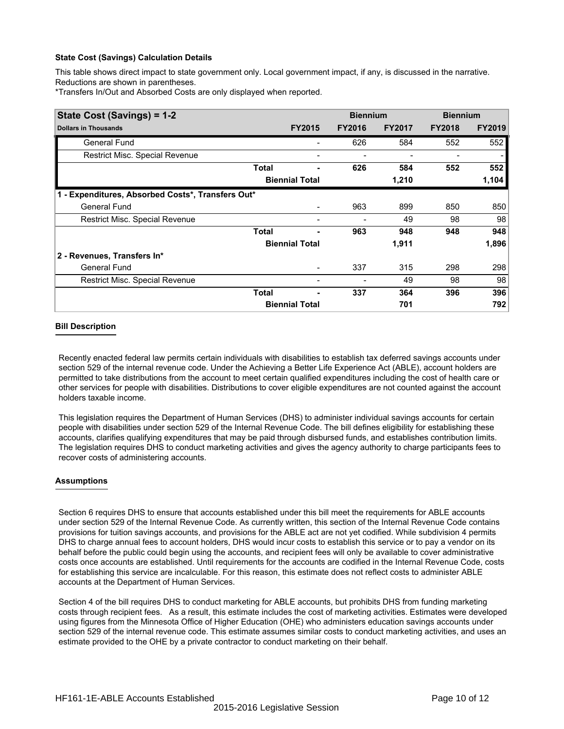**State Cost (Savings) Calculation Details**

This table shows direct impact to state government only. Local government impact, if any, is discussed in the narrative. Reductions are shown in parentheses.

*Transfers In/Out and Absorbed Costs are only displayed when reported.

| State Cost (Savings) = 1-2 | | | Biennium | | Biennium | |
|---|---|---|---|---|---|---|
| Dollars in Thousands | | FY2015 | FY2016 | FY2017 | FY2018 | FY2019 |
| General Fund | | - | 626 | 584 | 552 | 552 |
| Restrict Misc. Special Revenue | | - | - | - | - | - |
| | **Total** | **-** | **626** | **584** | **552** | **552** |
| | **Biennial Total** | | | **1,210** | | **1,104** |
| **1 - Expenditures, Absorbed Costs*, Transfers Out*** | | | | | | |
| General Fund | | - | 963 | 899 | 850 | 850 |
| Restrict Misc. Special Revenue | | - | - | 49 | 98 | 98 |
| | **Total** | **-** | **963** | **948** | **948** | **948** |
| | **Biennial Total** | | | **1,911** | | **1,896** |
| **2 - Revenues, Transfers In*** | | | | | | |
| General Fund | | - | 337 | 315 | 298 | 298 |
| Restrict Misc. Special Revenue | | - | - | 49 | 98 | 98 |
| | **Total** | **-** | **337** | **364** | **396** | **396** |
| | **Biennial Total** | | | **701** | | **792** |

## Bill Description

Recently enacted federal law permits certain individuals with disabilities to establish tax deferred savings accounts under section 529 of the internal revenue code. Under the Achieving a Better Life Experience Act (ABLE), account holders are permitted to take distributions from the account to meet certain qualified expenditures including the cost of health care or other services for people with disabilities. Distributions to cover eligible expenditures are not counted against the account holders taxable income.

This legislation requires the Department of Human Services (DHS) to administer individual savings accounts for certain people with disabilities under section 529 of the Internal Revenue Code. The bill defines eligibility for establishing these accounts, clarifies qualifying expenditures that may be paid through disbursed funds, and establishes contribution limits. The legislation requires DHS to conduct marketing activities and gives the agency authority to charge participants fees to recover costs of administering accounts.

## Assumptions

Section 6 requires DHS to ensure that accounts established under this bill meet the requirements for ABLE accounts under section 529 of the Internal Revenue Code. As currently written, this section of the Internal Revenue Code contains provisions for tuition savings accounts, and provisions for the ABLE act are not yet codified. While subdivision 4 permits DHS to charge annual fees to account holders, DHS would incur costs to establish this service or to pay a vendor on its behalf before the public could begin using the accounts, and recipient fees will only be available to cover administrative costs once accounts are established. Until requirements for the accounts are codified in the Internal Revenue Code, costs for establishing this service are incalculable. For this reason, this estimate does not reflect costs to administer ABLE accounts at the Department of Human Services.

Section 4 of the bill requires DHS to conduct marketing for ABLE accounts, but prohibits DHS from funding marketing costs through recipient fees. As a result, this estimate includes the cost of marketing activities. Estimates were developed using figures from the Minnesota Office of Higher Education (OHE) who administers education savings accounts under section 529 of the internal revenue code. This estimate assumes similar costs to conduct marketing activities, and uses an estimate provided to the OHE by a private contractor to conduct marketing on their behalf.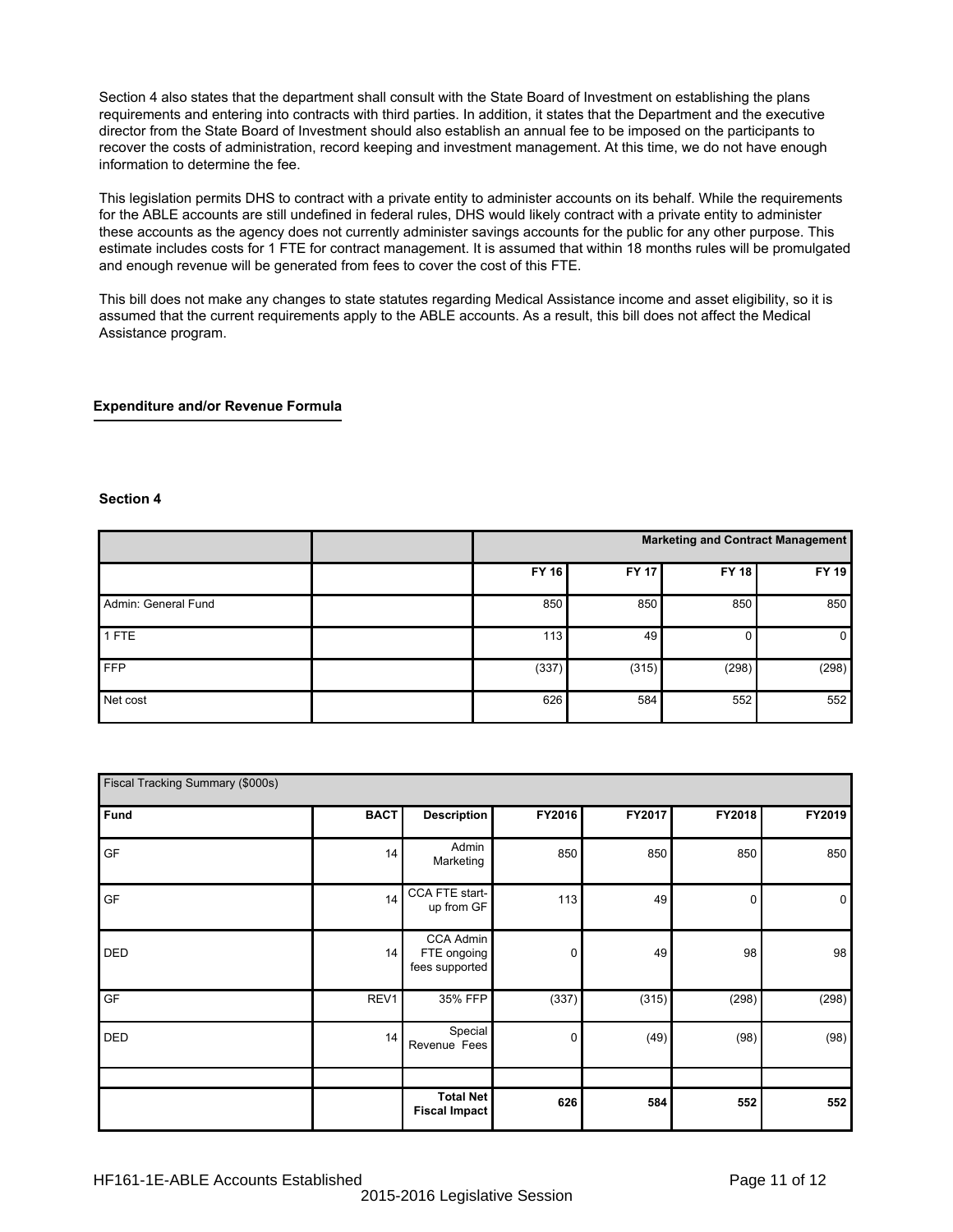Section 4 also states that the department shall consult with the State Board of Investment on establishing the plans requirements and entering into contracts with third parties. In addition, it states that the Department and the executive director from the State Board of Investment should also establish an annual fee to be imposed on the participants to recover the costs of administration, record keeping and investment management. At this time, we do not have enough information to determine the fee.

This legislation permits DHS to contract with a private entity to administer accounts on its behalf. While the requirements for the ABLE accounts are still undefined in federal rules, DHS would likely contract with a private entity to administer these accounts as the agency does not currently administer savings accounts for the public for any other purpose. This estimate includes costs for 1 FTE for contract management. It is assumed that within 18 months rules will be promulgated and enough revenue will be generated from fees to cover the cost of this FTE.

This bill does not make any changes to state statutes regarding Medical Assistance income and asset eligibility, so it is assumed that the current requirements apply to the ABLE accounts. As a result, this bill does not affect the Medical Assistance program.

**Expenditure and/or Revenue Formula**

**Section 4**

| | | Marketing and Contract Management | | | |
|---|---|---|---|---|---|
| | | **FY 16** | **FY 17** | **FY 18** | **FY 19** |
| Admin: General Fund | | 850 | 850 | 850 | 850 |
| 1 FTE | | 113 | 49 | 0 | 0 |
| FFP | | (337) | (315) | (298) | (298) |
| Net cost | | 626 | 584 | 552 | 552 |

| Fiscal Tracking Summary ($000s) | | | | | | |
|---|---|---|---|---|---|---|
| **Fund** | **BACT** | **Description** | **FY2016** | **FY2017** | **FY2018** | **FY2019** |
| GF | 14 | Admin Marketing | 850 | 850 | 850 | 850 |
| GF | 14 | CCA FTE start-up from GF | 113 | 49 | 0 | 0 |
| DED | 14 | CCA Admin FTE ongoing fees supported | 0 | 49 | 98 | 98 |
| GF | REV1 | 35% FFP | (337) | (315) | (298) | (298) |
| DED | 14 | Special Revenue Fees | 0 | (49) | (98) | (98) |
| | | | | | | |
| | | **Total Net Fiscal Impact** | **626** | **584** | **552** | **552** |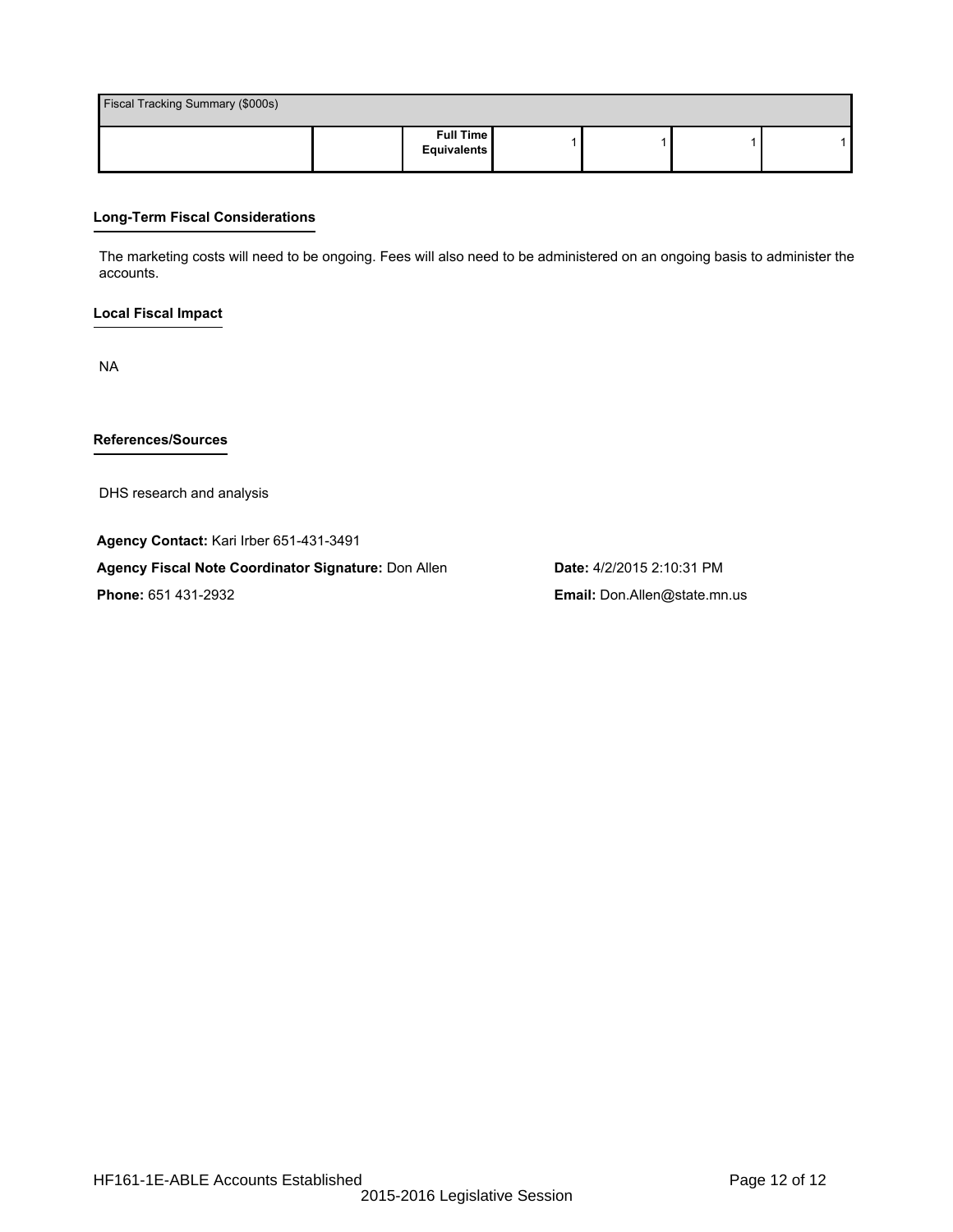| Fiscal Tracking Summary ($000s) | | | | | | |
|---|---|---|---|---|---|---|
| | | Full Time Equivalents | 1 | 1 | 1 | 1 |

**Long-Term Fiscal Considerations**

The marketing costs will need to be ongoing. Fees will also need to be administered on an ongoing basis to administer the accounts.

**Local Fiscal Impact**

NA

**References/Sources**

DHS research and analysis

**Agency Contact:** Kari Irber 651-431-3491

**Agency Fiscal Note Coordinator Signature:** Don Allen

**Date:** 4/2/2015 2:10:31 PM

**Phone:** 651 431-2932

**Email:** Don.Allen@state.mn.us